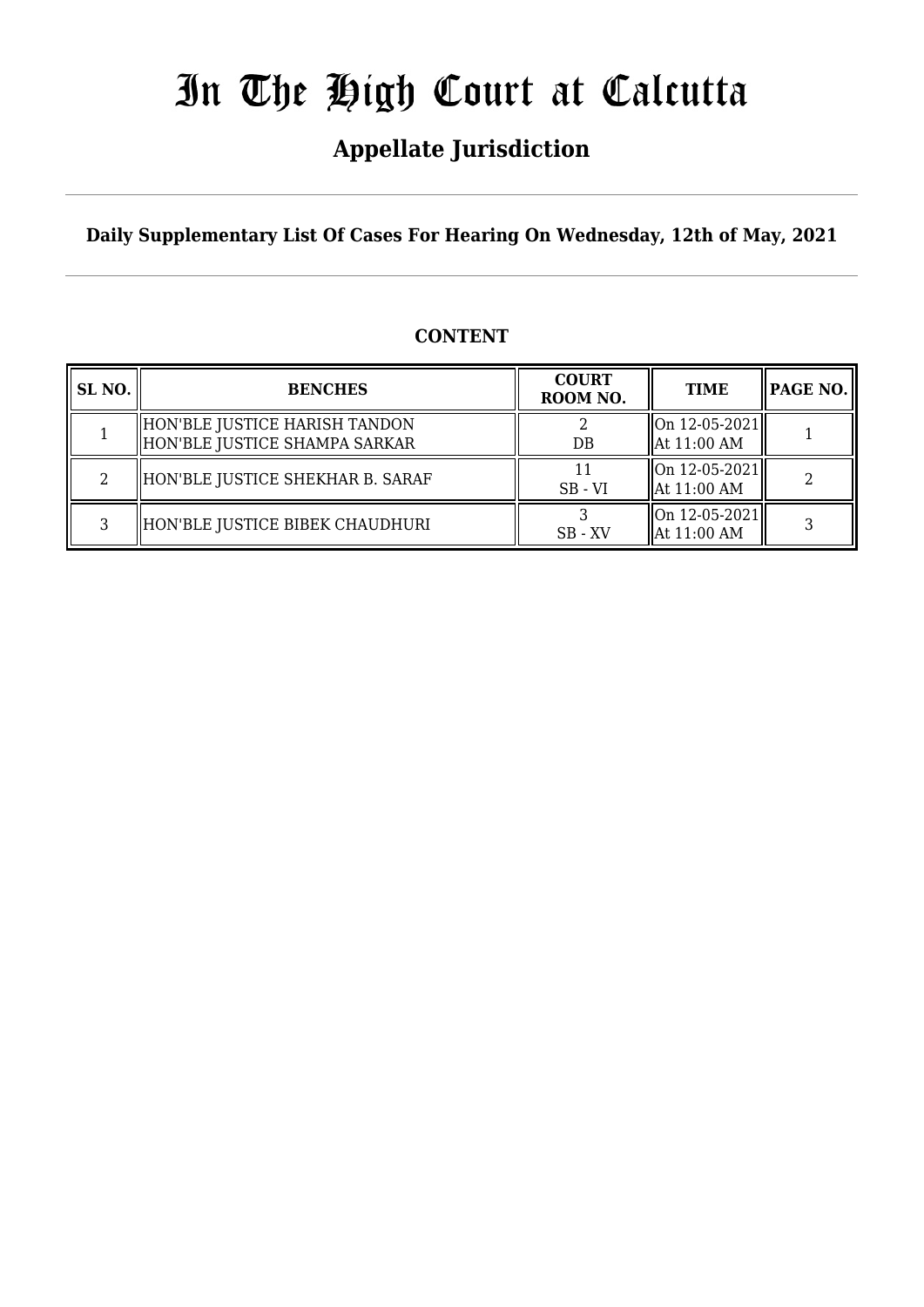# In The High Court at Calcutta

## Appellate Jurisdiction

**Daily Supplementary List Of Cases For Hearing On Wednesday, 12th of May, 2021**

**CONTENT**

| SL NO. | BENCHES | COURT ROOM NO. | TIME | PAGE NO. |
|---|---|---|---|---|
| 1 | HON'BLE JUSTICE HARISH TANDON<br>HON'BLE JUSTICE SHAMPA SARKAR | 2<br>DB | On 12-05-2021<br>At 11:00 AM | 1 |
| 2 | HON'BLE JUSTICE SHEKHAR B. SARAF | 11<br>SB - VI | On 12-05-2021<br>At 11:00 AM | 2 |
| 3 | HON'BLE JUSTICE BIBEK CHAUDHURI | 3<br>SB - XV | On 12-05-2021<br>At 11:00 AM | 3 |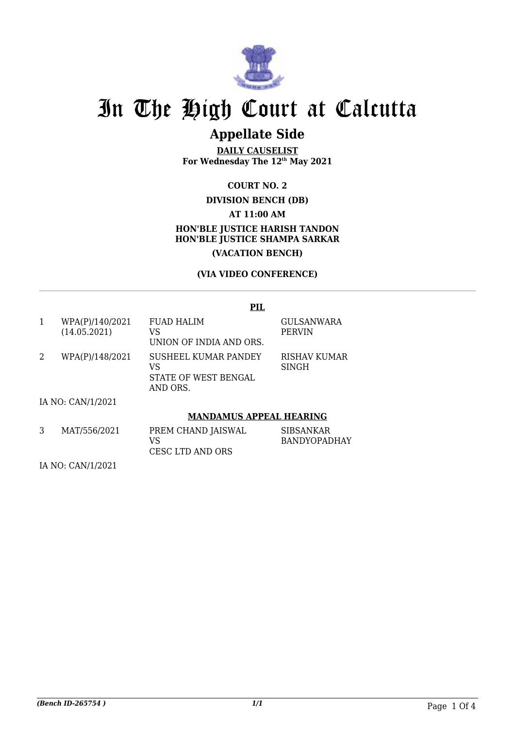# In The High Court at Calcutta

## Appellate Side

**DAILY CAUSELIST**
**For Wednesday The 12th May 2021**

**COURT NO. 2**

**DIVISION BENCH (DB)**

**AT 11:00 AM**

**HON'BLE JUSTICE HARISH TANDON**
**HON'BLE JUSTICE SHAMPA SARKAR**

**(VACATION BENCH)**

**(VIA VIDEO CONFERENCE)**

**PIL**

| | | | |
|---|---|---|---|
| 1 | WPA(P)/140/2021 (14.05.2021) | FUAD HALIM VS UNION OF INDIA AND ORS. | GULSANWARA PERVIN |
| 2 | WPA(P)/148/2021 | SUSHEEL KUMAR PANDEY VS STATE OF WEST BENGAL AND ORS. | RISHAV KUMAR SINGH |

IA NO: CAN/1/2021

**MANDAMUS APPEAL HEARING**

| | | | |
|---|---|---|---|
| 3 | MAT/556/2021 | PREM CHAND JAISWAL VS CESC LTD AND ORS | SIBSANKAR BANDYOPADHAY |

IA NO: CAN/1/2021

*(Bench ID-265754 )* 1/1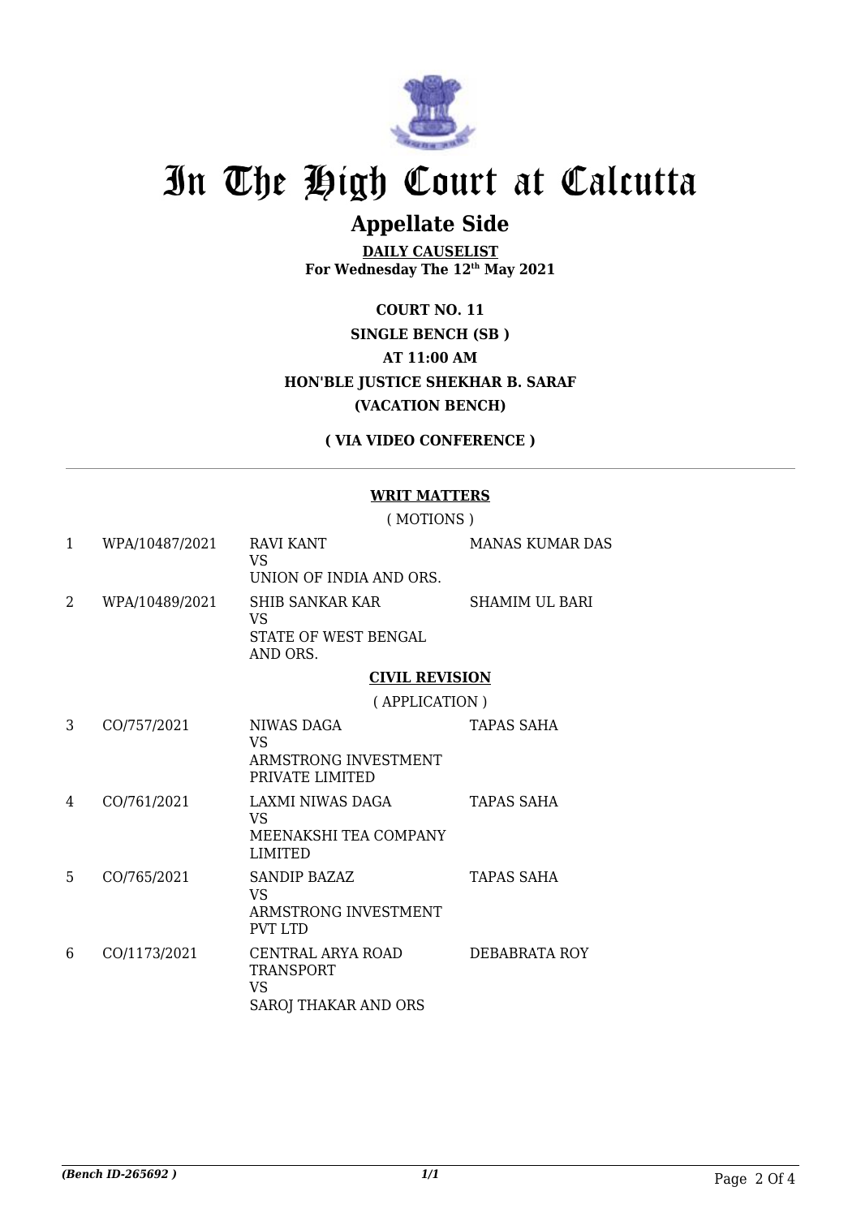# In The High Court at Calcutta

## Appellate Side

**DAILY CAUSELIST**
**For Wednesday The 12th May 2021**

**COURT NO. 11**
**SINGLE BENCH (SB )**
**AT 11:00 AM**
**HON'BLE JUSTICE SHEKHAR B. SARAF**
**(VACATION BENCH)**

**( VIA VIDEO CONFERENCE )**

---

**WRIT MATTERS**

( MOTIONS )

| | | | |
|---|---|---|---|
| 1 | WPA/10487/2021 | RAVI KANT<br>VS<br>UNION OF INDIA AND ORS. | MANAS KUMAR DAS |
| 2 | WPA/10489/2021 | SHIB SANKAR KAR<br>VS<br>STATE OF WEST BENGAL AND ORS. | SHAMIM UL BARI |

**CIVIL REVISION**

( APPLICATION )

| | | | |
|---|---|---|---|
| 3 | CO/757/2021 | NIWAS DAGA<br>VS<br>ARMSTRONG INVESTMENT PRIVATE LIMITED | TAPAS SAHA |
| 4 | CO/761/2021 | LAXMI NIWAS DAGA<br>VS<br>MEENAKSHI TEA COMPANY LIMITED | TAPAS SAHA |
| 5 | CO/765/2021 | SANDIP BAZAZ<br>VS<br>ARMSTRONG INVESTMENT PVT LTD | TAPAS SAHA |
| 6 | CO/1173/2021 | CENTRAL ARYA ROAD TRANSPORT<br>VS<br>SAROJ THAKAR AND ORS | DEBABRATA ROY |

*(Bench ID-265692 )* 1/1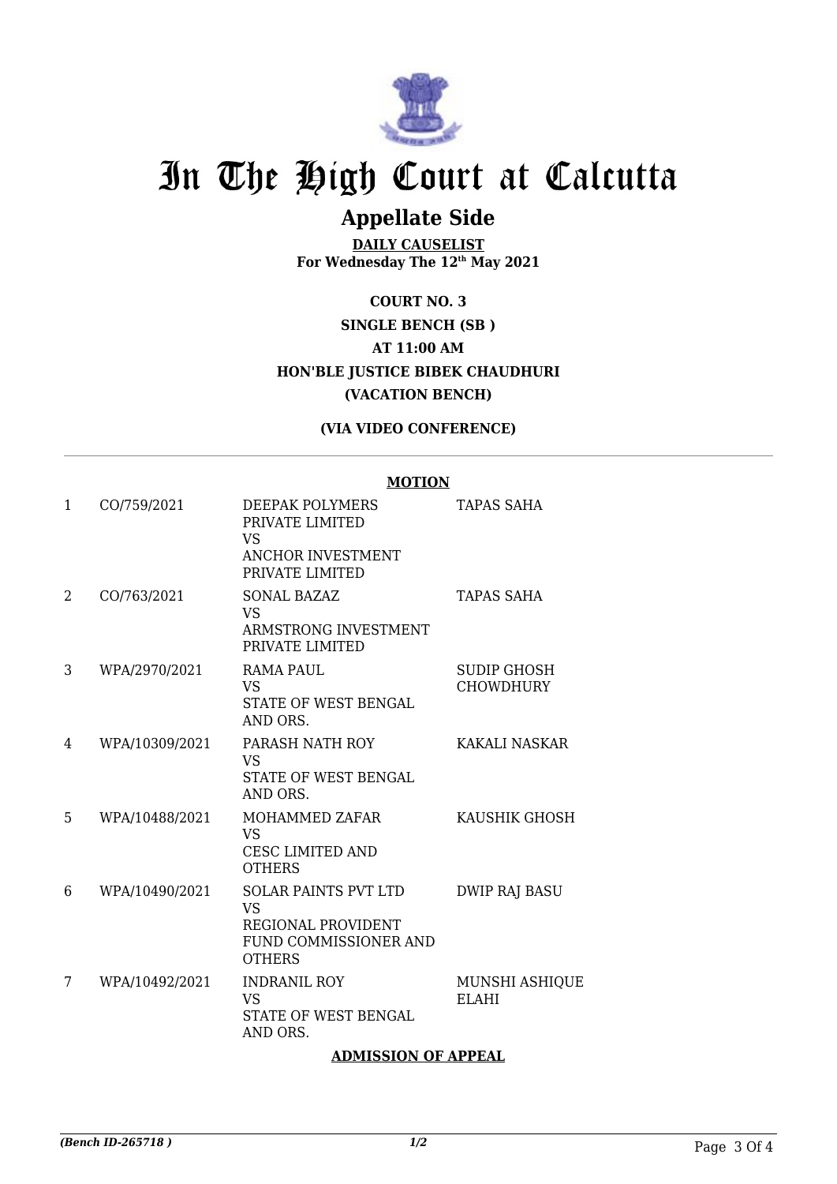# In The High Court at Calcutta

## Appellate Side

**DAILY CAUSELIST**
**For Wednesday The 12th May 2021**

**COURT NO. 3**
**SINGLE BENCH (SB )**
**AT 11:00 AM**
**HON'BLE JUSTICE BIBEK CHAUDHURI**
**(VACATION BENCH)**

**(VIA VIDEO CONFERENCE)**

---

**MOTION**

| | | | |
|---|---|---|---|
| 1 | CO/759/2021 | DEEPAK POLYMERS PRIVATE LIMITED VS ANCHOR INVESTMENT PRIVATE LIMITED | TAPAS SAHA |
| 2 | CO/763/2021 | SONAL BAZAZ VS ARMSTRONG INVESTMENT PRIVATE LIMITED | TAPAS SAHA |
| 3 | WPA/2970/2021 | RAMA PAUL VS STATE OF WEST BENGAL AND ORS. | SUDIP GHOSH CHOWDHURY |
| 4 | WPA/10309/2021 | PARASH NATH ROY VS STATE OF WEST BENGAL AND ORS. | KAKALI NASKAR |
| 5 | WPA/10488/2021 | MOHAMMED ZAFAR VS CESC LIMITED AND OTHERS | KAUSHIK GHOSH |
| 6 | WPA/10490/2021 | SOLAR PAINTS PVT LTD VS REGIONAL PROVIDENT FUND COMMISSIONER AND OTHERS | DWIP RAJ BASU |
| 7 | WPA/10492/2021 | INDRANIL ROY VS STATE OF WEST BENGAL AND ORS. | MUNSHI ASHIQUE ELAHI |

**ADMISSION OF APPEAL**

*(Bench ID-265718 )*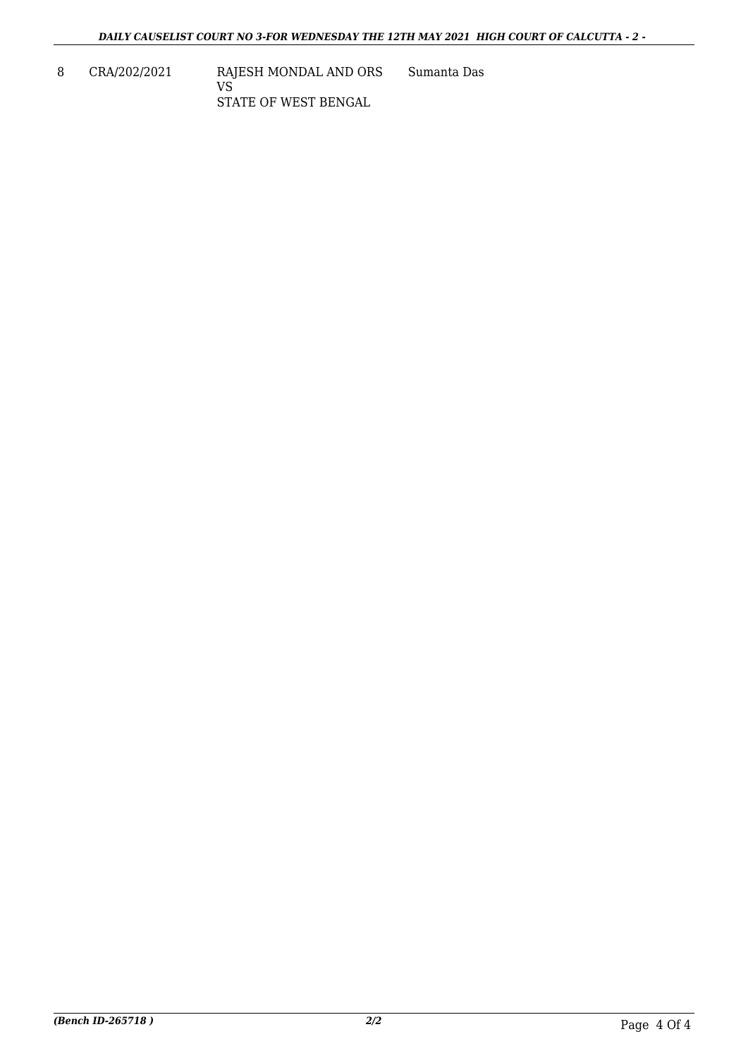| 8 | CRA/202/2021 | RAJESH MONDAL AND ORS<br>VS<br>STATE OF WEST BENGAL | Sumanta Das |
|---|---|---|---|

*(Bench ID-265718 )* ***2/2***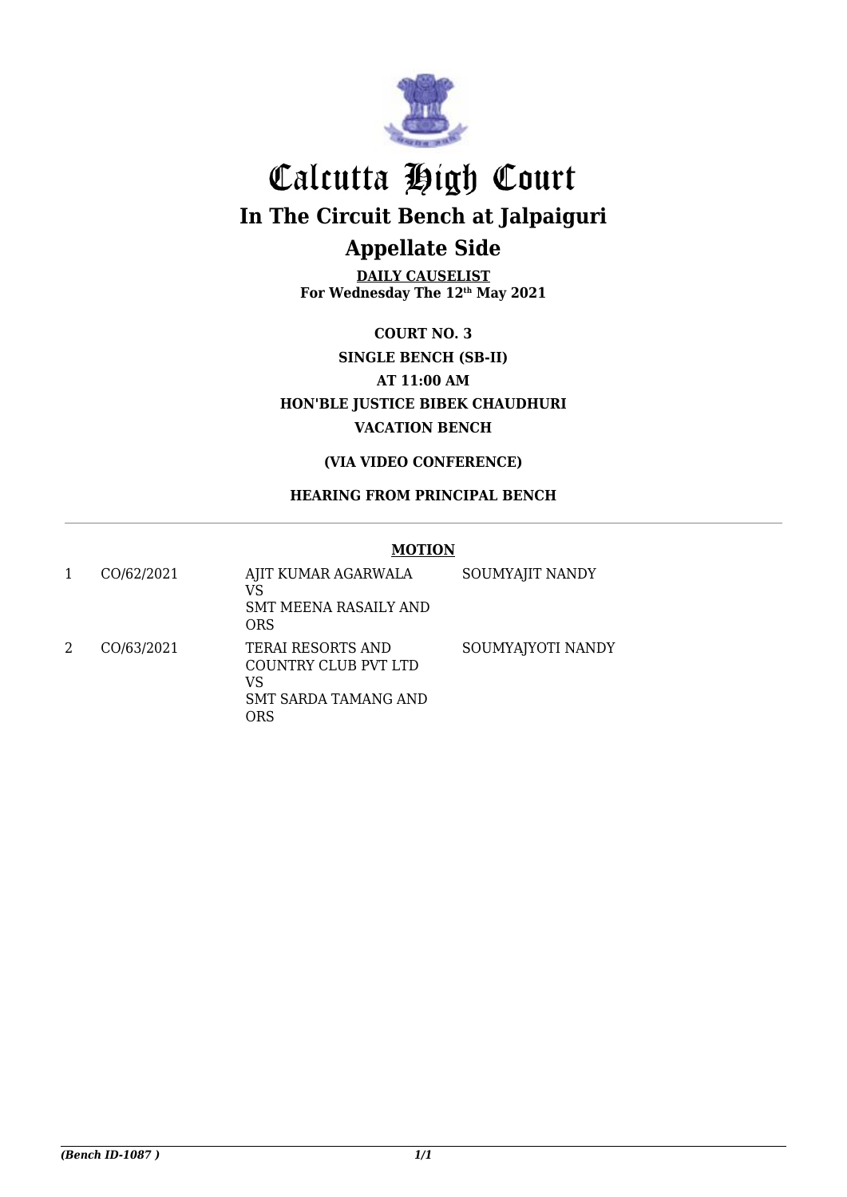# Calcutta High Court

## In The Circuit Bench at Jalpaiguri

## Appellate Side

**DAILY CAUSELIST**
**For Wednesday The 12th May 2021**

**COURT NO. 3**
**SINGLE BENCH (SB-II)**
**AT 11:00 AM**
**HON'BLE JUSTICE BIBEK CHAUDHURI**
**VACATION BENCH**

**(VIA VIDEO CONFERENCE)**

**HEARING FROM PRINCIPAL BENCH**

**MOTION**

| | | | |
|---|---|---|---|
| 1 | CO/62/2021 | AJIT KUMAR AGARWALA VS SMT MEENA RASAILY AND ORS | SOUMYAJIT NANDY |
| 2 | CO/63/2021 | TERAI RESORTS AND COUNTRY CLUB PVT LTD VS SMT SARDA TAMANG AND ORS | SOUMYAJYOTI NANDY |

*(Bench ID-1087 )*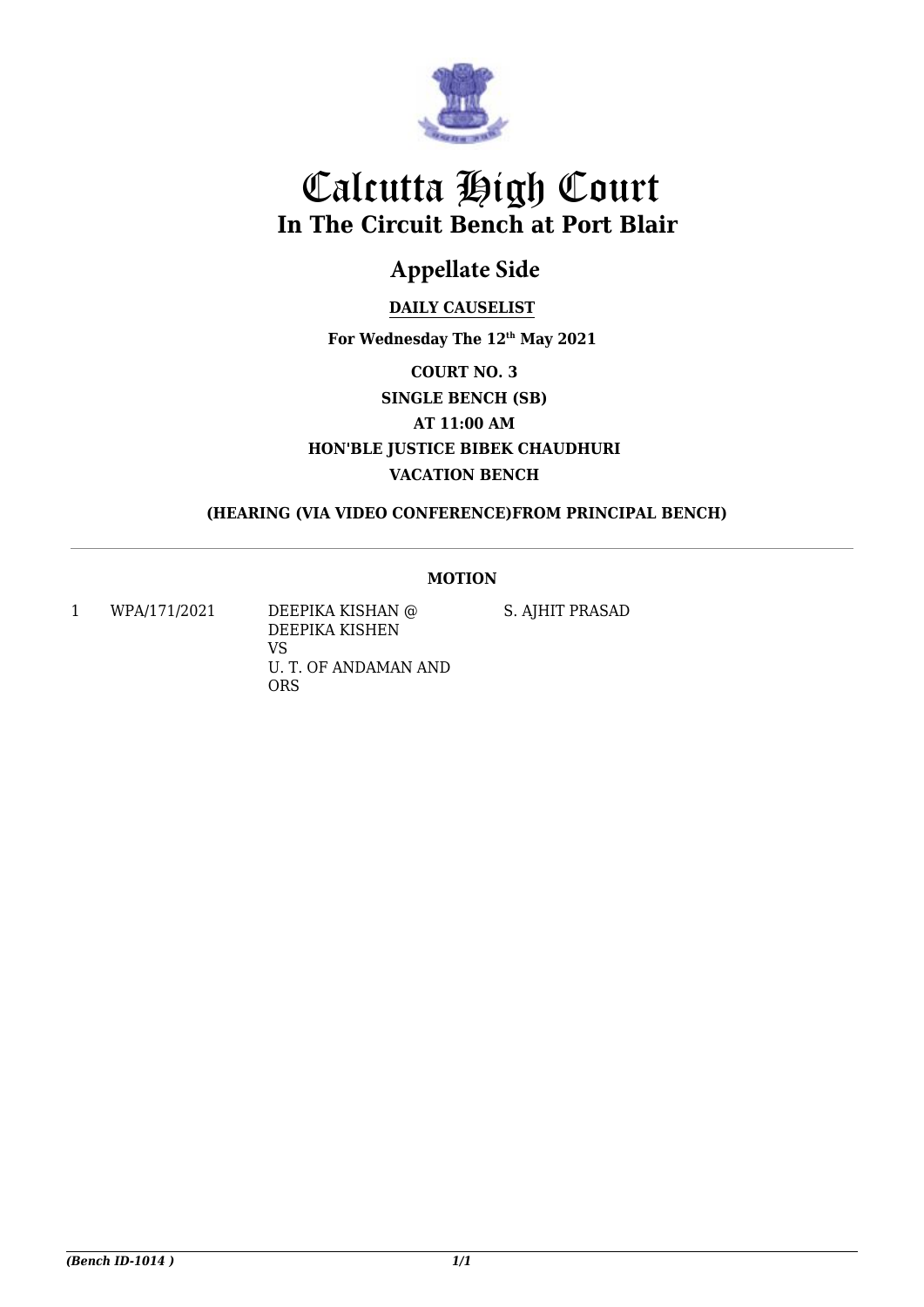# Calcutta High Court
## In The Circuit Bench at Port Blair

## Appellate Side

**DAILY CAUSELIST**

**For Wednesday The 12th May 2021**

**COURT NO. 3**
**SINGLE BENCH (SB)**
**AT 11:00 AM**
**HON'BLE JUSTICE BIBEK CHAUDHURI**
**VACATION BENCH**

**(HEARING (VIA VIDEO CONFERENCE)FROM PRINCIPAL BENCH)**

---

**MOTION**

| | | | |
|---|---|---|---|
| 1 | WPA/171/2021 | DEEPIKA KISHAN @ DEEPIKA KISHEN VS U. T. OF ANDAMAN AND ORS | S. AJHIT PRASAD |

*(Bench ID-1014 )*